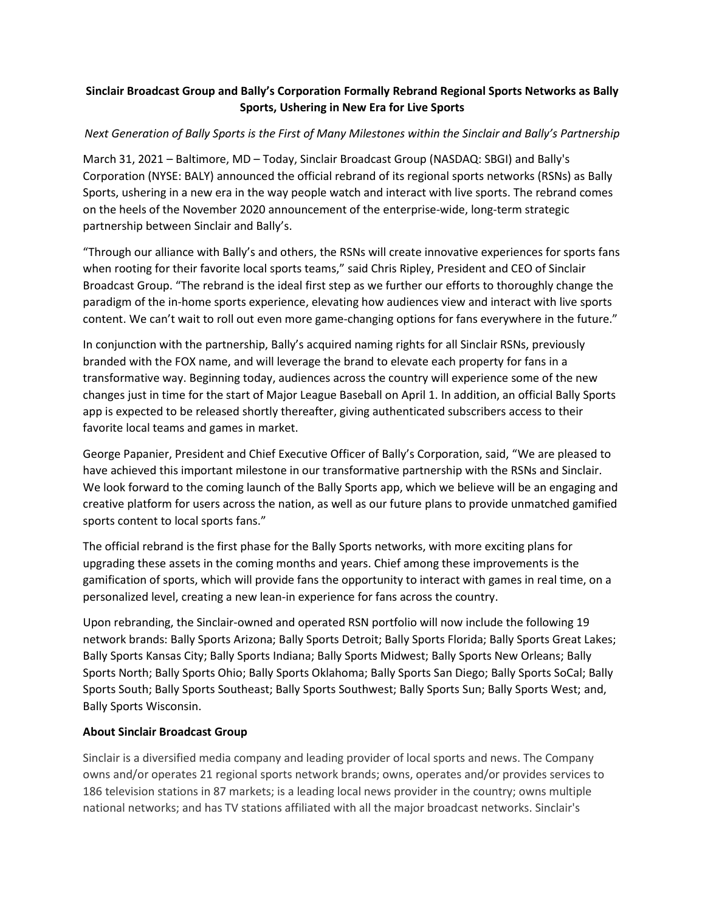# Sinclair Broadcast Group and Bally's Corporation Formally Rebrand Regional Sports Networks as Bally Sports, Ushering in New Era for Live Sports

*Next Generation of Bally Sports is the First of Many Milestones within the Sinclair and Bally's Partnership*

March 31, 2021 – Baltimore, MD – Today, Sinclair Broadcast Group (NASDAQ: SBGI) and Bally's Corporation (NYSE: BALY) announced the official rebrand of its regional sports networks (RSNs) as Bally Sports, ushering in a new era in the way people watch and interact with live sports. The rebrand comes on the heels of the November 2020 announcement of the enterprise-wide, long-term strategic partnership between Sinclair and Bally's.

"Through our alliance with Bally's and others, the RSNs will create innovative experiences for sports fans when rooting for their favorite local sports teams," said Chris Ripley, President and CEO of Sinclair Broadcast Group. "The rebrand is the ideal first step as we further our efforts to thoroughly change the paradigm of the in-home sports experience, elevating how audiences view and interact with live sports content. We can't wait to roll out even more game-changing options for fans everywhere in the future."

In conjunction with the partnership, Bally's acquired naming rights for all Sinclair RSNs, previously branded with the FOX name, and will leverage the brand to elevate each property for fans in a transformative way. Beginning today, audiences across the country will experience some of the new changes just in time for the start of Major League Baseball on April 1. In addition, an official Bally Sports app is expected to be released shortly thereafter, giving authenticated subscribers access to their favorite local teams and games in market.

George Papanier, President and Chief Executive Officer of Bally's Corporation, said, "We are pleased to have achieved this important milestone in our transformative partnership with the RSNs and Sinclair. We look forward to the coming launch of the Bally Sports app, which we believe will be an engaging and creative platform for users across the nation, as well as our future plans to provide unmatched gamified sports content to local sports fans."

The official rebrand is the first phase for the Bally Sports networks, with more exciting plans for upgrading these assets in the coming months and years. Chief among these improvements is the gamification of sports, which will provide fans the opportunity to interact with games in real time, on a personalized level, creating a new lean-in experience for fans across the country.

Upon rebranding, the Sinclair-owned and operated RSN portfolio will now include the following 19 network brands: Bally Sports Arizona; Bally Sports Detroit; Bally Sports Florida; Bally Sports Great Lakes; Bally Sports Kansas City; Bally Sports Indiana; Bally Sports Midwest; Bally Sports New Orleans; Bally Sports North; Bally Sports Ohio; Bally Sports Oklahoma; Bally Sports San Diego; Bally Sports SoCal; Bally Sports South; Bally Sports Southeast; Bally Sports Southwest; Bally Sports Sun; Bally Sports West; and, Bally Sports Wisconsin.

**About Sinclair Broadcast Group**

Sinclair is a diversified media company and leading provider of local sports and news. The Company owns and/or operates 21 regional sports network brands; owns, operates and/or provides services to 186 television stations in 87 markets; is a leading local news provider in the country; owns multiple national networks; and has TV stations affiliated with all the major broadcast networks. Sinclair's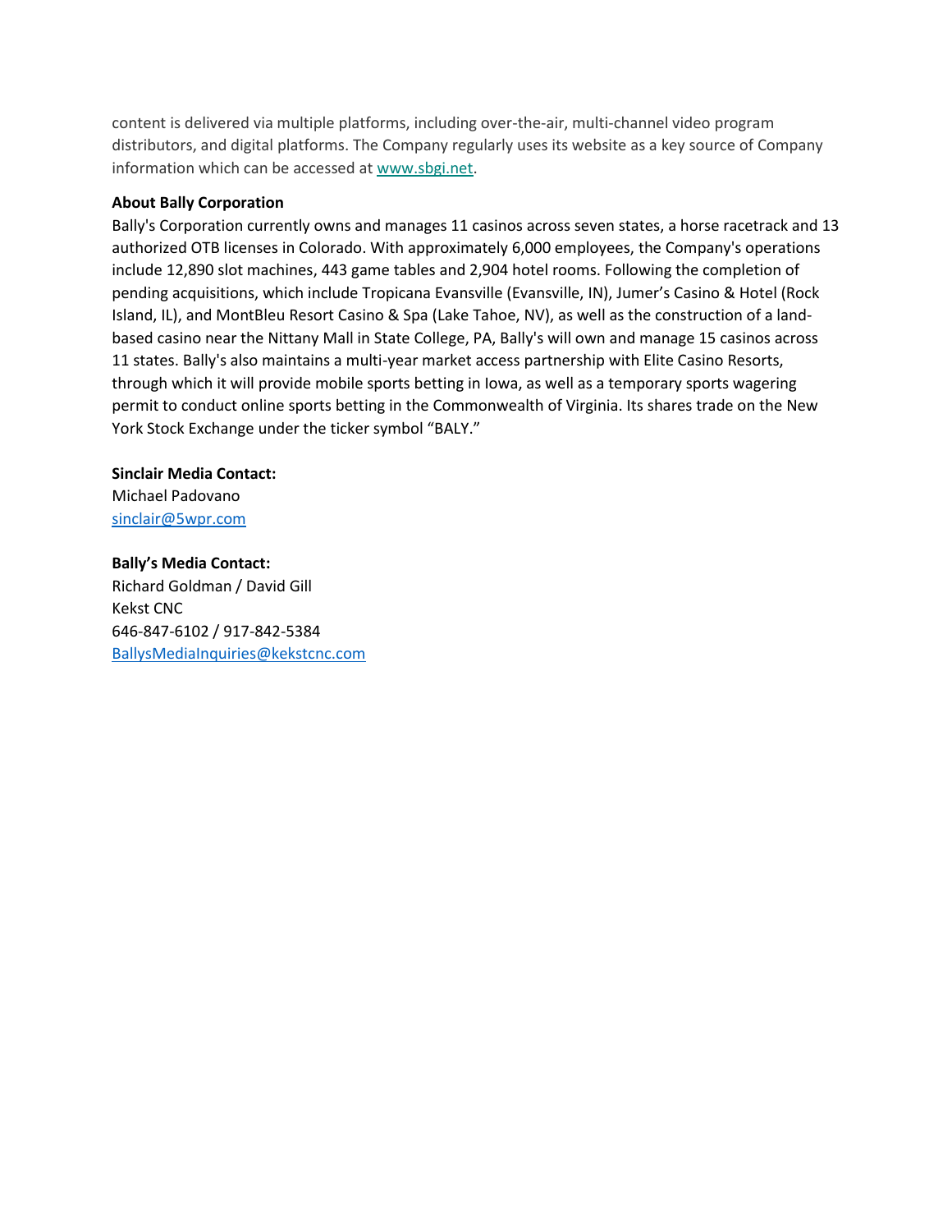content is delivered via multiple platforms, including over-the-air, multi-channel video program distributors, and digital platforms. The Company regularly uses its website as a key source of Company information which can be accessed at [www.sbgi.net](http://www.sbgi.net).

**About Bally Corporation**

Bally's Corporation currently owns and manages 11 casinos across seven states, a horse racetrack and 13 authorized OTB licenses in Colorado. With approximately 6,000 employees, the Company's operations include 12,890 slot machines, 443 game tables and 2,904 hotel rooms. Following the completion of pending acquisitions, which include Tropicana Evansville (Evansville, IN), Jumer's Casino & Hotel (Rock Island, IL), and MontBleu Resort Casino & Spa (Lake Tahoe, NV), as well as the construction of a land-based casino near the Nittany Mall in State College, PA, Bally's will own and manage 15 casinos across 11 states. Bally's also maintains a multi-year market access partnership with Elite Casino Resorts, through which it will provide mobile sports betting in Iowa, as well as a temporary sports wagering permit to conduct online sports betting in the Commonwealth of Virginia. Its shares trade on the New York Stock Exchange under the ticker symbol "BALY."

**Sinclair Media Contact:**
Michael Padovano
[sinclair@5wpr.com](mailto:sinclair@5wpr.com)

**Bally's Media Contact:**
Richard Goldman / David Gill
Kekst CNC
646-847-6102 / 917-842-5384
[BallysMediaInquiries@kekstcnc.com](mailto:BallysMediaInquiries@kekstcnc.com)